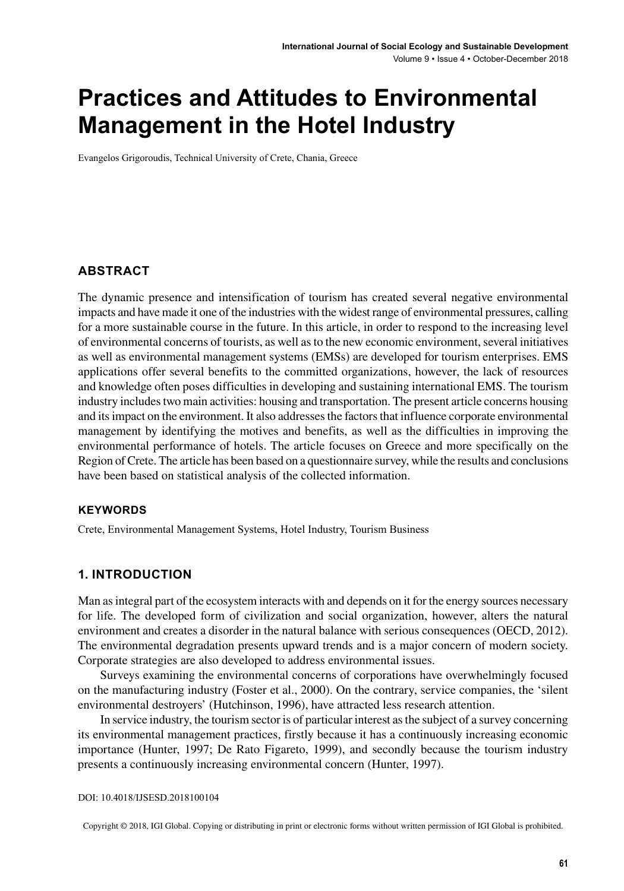# Practices and Attitudes to Environmental Management in the Hotel Industry

Evangelos Grigoroudis, Technical University of Crete, Chania, Greece

## ABSTRACT

The dynamic presence and intensification of tourism has created several negative environmental impacts and have made it one of the industries with the widest range of environmental pressures, calling for a more sustainable course in the future. In this article, in order to respond to the increasing level of environmental concerns of tourists, as well as to the new economic environment, several initiatives as well as environmental management systems (EMSs) are developed for tourism enterprises. EMS applications offer several benefits to the committed organizations, however, the lack of resources and knowledge often poses difficulties in developing and sustaining international EMS. The tourism industry includes two main activities: housing and transportation. The present article concerns housing and its impact on the environment. It also addresses the factors that influence corporate environmental management by identifying the motives and benefits, as well as the difficulties in improving the environmental performance of hotels. The article focuses on Greece and more specifically on the Region of Crete. The article has been based on a questionnaire survey, while the results and conclusions have been based on statistical analysis of the collected information.

### KEYWORDS

Crete, Environmental Management Systems, Hotel Industry, Tourism Business

## 1. INTRODUCTION

Man as integral part of the ecosystem interacts with and depends on it for the energy sources necessary for life. The developed form of civilization and social organization, however, alters the natural environment and creates a disorder in the natural balance with serious consequences (OECD, 2012). The environmental degradation presents upward trends and is a major concern of modern society. Corporate strategies are also developed to address environmental issues.

Surveys examining the environmental concerns of corporations have overwhelmingly focused on the manufacturing industry (Foster et al., 2000). On the contrary, service companies, the 'silent environmental destroyers' (Hutchinson, 1996), have attracted less research attention.

In service industry, the tourism sector is of particular interest as the subject of a survey concerning its environmental management practices, firstly because it has a continuously increasing economic importance (Hunter, 1997; De Rato Figareto, 1999), and secondly because the tourism industry presents a continuously increasing environmental concern (Hunter, 1997).

DOI: 10.4018/IJSESD.2018100104

Copyright © 2018, IGI Global. Copying or distributing in print or electronic forms without written permission of IGI Global is prohibited.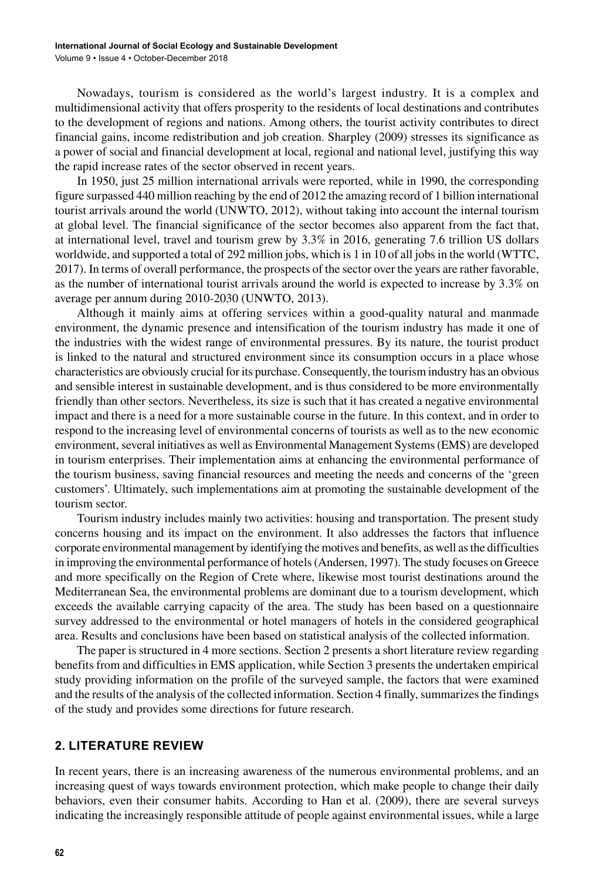Nowadays, tourism is considered as the world's largest industry. It is a complex and multidimensional activity that offers prosperity to the residents of local destinations and contributes to the development of regions and nations. Among others, the tourist activity contributes to direct financial gains, income redistribution and job creation. Sharpley (2009) stresses its significance as a power of social and financial development at local, regional and national level, justifying this way the rapid increase rates of the sector observed in recent years.

In 1950, just 25 million international arrivals were reported, while in 1990, the corresponding figure surpassed 440 million reaching by the end of 2012 the amazing record of 1 billion international tourist arrivals around the world (UNWTO, 2012), without taking into account the internal tourism at global level. The financial significance of the sector becomes also apparent from the fact that, at international level, travel and tourism grew by 3.3% in 2016, generating 7.6 trillion US dollars worldwide, and supported a total of 292 million jobs, which is 1 in 10 of all jobs in the world (WTTC, 2017). In terms of overall performance, the prospects of the sector over the years are rather favorable, as the number of international tourist arrivals around the world is expected to increase by 3.3% on average per annum during 2010-2030 (UNWTO, 2013).

Although it mainly aims at offering services within a good-quality natural and manmade environment, the dynamic presence and intensification of the tourism industry has made it one of the industries with the widest range of environmental pressures. By its nature, the tourist product is linked to the natural and structured environment since its consumption occurs in a place whose characteristics are obviously crucial for its purchase. Consequently, the tourism industry has an obvious and sensible interest in sustainable development, and is thus considered to be more environmentally friendly than other sectors. Nevertheless, its size is such that it has created a negative environmental impact and there is a need for a more sustainable course in the future. In this context, and in order to respond to the increasing level of environmental concerns of tourists as well as to the new economic environment, several initiatives as well as Environmental Management Systems (EMS) are developed in tourism enterprises. Their implementation aims at enhancing the environmental performance of the tourism business, saving financial resources and meeting the needs and concerns of the 'green customers'. Ultimately, such implementations aim at promoting the sustainable development of the tourism sector.

Tourism industry includes mainly two activities: housing and transportation. The present study concerns housing and its impact on the environment. It also addresses the factors that influence corporate environmental management by identifying the motives and benefits, as well as the difficulties in improving the environmental performance of hotels (Andersen, 1997). The study focuses on Greece and more specifically on the Region of Crete where, likewise most tourist destinations around the Mediterranean Sea, the environmental problems are dominant due to a tourism development, which exceeds the available carrying capacity of the area. The study has been based on a questionnaire survey addressed to the environmental or hotel managers of hotels in the considered geographical area. Results and conclusions have been based on statistical analysis of the collected information.

The paper is structured in 4 more sections. Section 2 presents a short literature review regarding benefits from and difficulties in EMS application, while Section 3 presents the undertaken empirical study providing information on the profile of the surveyed sample, the factors that were examined and the results of the analysis of the collected information. Section 4 finally, summarizes the findings of the study and provides some directions for future research.

## 2. LITERATURE REVIEW

In recent years, there is an increasing awareness of the numerous environmental problems, and an increasing quest of ways towards environment protection, which make people to change their daily behaviors, even their consumer habits. According to Han et al. (2009), there are several surveys indicating the increasingly responsible attitude of people against environmental issues, while a large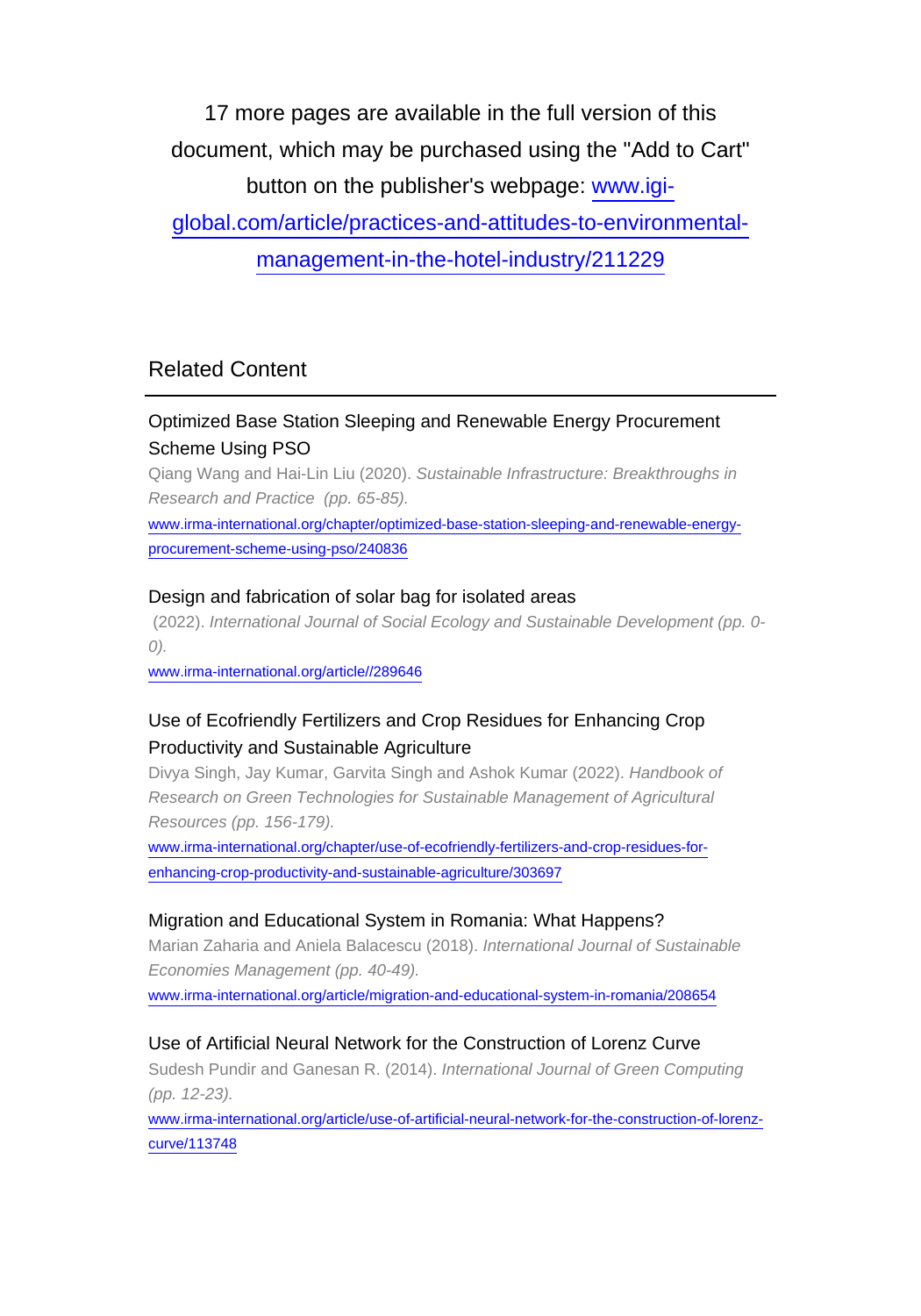17 more pages are available in the full version of this document, which may be purchased using the "Add to Cart" button on the publisher's webpage: www.igi-global.com/article/practices-and-attitudes-to-environmental-management-in-the-hotel-industry/211229

## Related Content

**Optimized Base Station Sleeping and Renewable Energy Procurement Scheme Using PSO**
Qiang Wang and Hai-Lin Liu (2020). *Sustainable Infrastructure: Breakthroughs in Research and Practice (pp. 65-85).*
www.irma-international.org/chapter/optimized-base-station-sleeping-and-renewable-energy-procurement-scheme-using-pso/240836

**Design and fabrication of solar bag for isolated areas**
(2022). *International Journal of Social Ecology and Sustainable Development (pp. 0-0).*
www.irma-international.org/article//289646

**Use of Ecofriendly Fertilizers and Crop Residues for Enhancing Crop Productivity and Sustainable Agriculture**
Divya Singh, Jay Kumar, Garvita Singh and Ashok Kumar (2022). *Handbook of Research on Green Technologies for Sustainable Management of Agricultural Resources (pp. 156-179).*
www.irma-international.org/chapter/use-of-ecofriendly-fertilizers-and-crop-residues-for-enhancing-crop-productivity-and-sustainable-agriculture/303697

**Migration and Educational System in Romania: What Happens?**
Marian Zaharia and Aniela Balacescu (2018). *International Journal of Sustainable Economies Management (pp. 40-49).*
www.irma-international.org/article/migration-and-educational-system-in-romania/208654

**Use of Artificial Neural Network for the Construction of Lorenz Curve**
Sudesh Pundir and Ganesan R. (2014). *International Journal of Green Computing (pp. 12-23).*
www.irma-international.org/article/use-of-artificial-neural-network-for-the-construction-of-lorenz-curve/113748